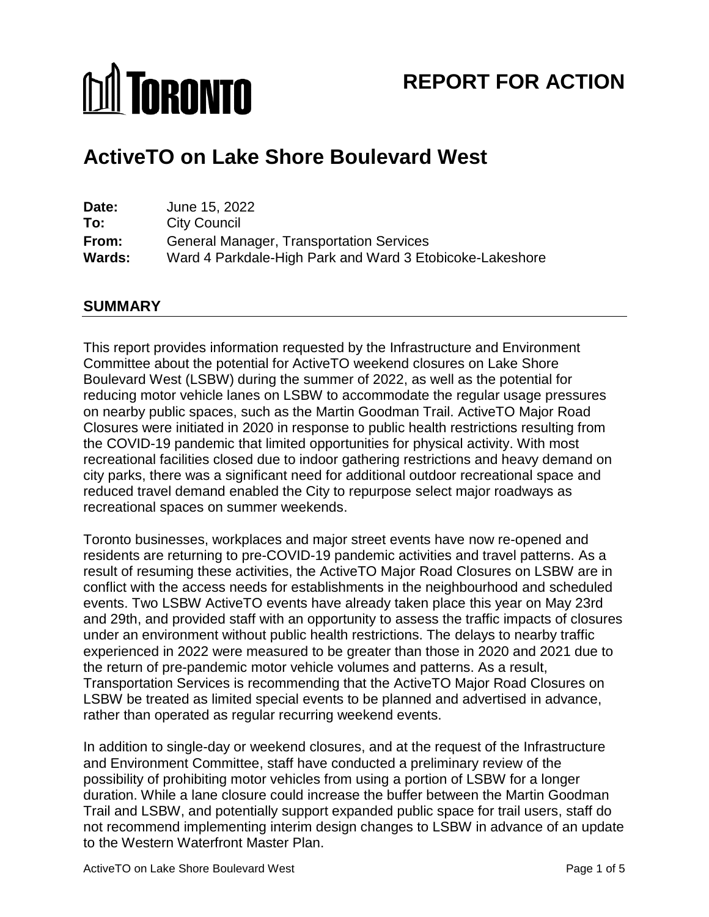TORONTO

# REPORT FOR ACTION

# ActiveTO on Lake Shore Boulevard West

**Date:** June 15, 2022
**To:** City Council
**From:** General Manager, Transportation Services
**Wards:** Ward 4 Parkdale-High Park and Ward 3 Etobicoke-Lakeshore

## SUMMARY

This report provides information requested by the Infrastructure and Environment Committee about the potential for ActiveTO weekend closures on Lake Shore Boulevard West (LSBW) during the summer of 2022, as well as the potential for reducing motor vehicle lanes on LSBW to accommodate the regular usage pressures on nearby public spaces, such as the Martin Goodman Trail. ActiveTO Major Road Closures were initiated in 2020 in response to public health restrictions resulting from the COVID-19 pandemic that limited opportunities for physical activity. With most recreational facilities closed due to indoor gathering restrictions and heavy demand on city parks, there was a significant need for additional outdoor recreational space and reduced travel demand enabled the City to repurpose select major roadways as recreational spaces on summer weekends.

Toronto businesses, workplaces and major street events have now re-opened and residents are returning to pre-COVID-19 pandemic activities and travel patterns. As a result of resuming these activities, the ActiveTO Major Road Closures on LSBW are in conflict with the access needs for establishments in the neighbourhood and scheduled events. Two LSBW ActiveTO events have already taken place this year on May 23rd and 29th, and provided staff with an opportunity to assess the traffic impacts of closures under an environment without public health restrictions. The delays to nearby traffic experienced in 2022 were measured to be greater than those in 2020 and 2021 due to the return of pre-pandemic motor vehicle volumes and patterns. As a result, Transportation Services is recommending that the ActiveTO Major Road Closures on LSBW be treated as limited special events to be planned and advertised in advance, rather than operated as regular recurring weekend events.

In addition to single-day or weekend closures, and at the request of the Infrastructure and Environment Committee, staff have conducted a preliminary review of the possibility of prohibiting motor vehicles from using a portion of LSBW for a longer duration. While a lane closure could increase the buffer between the Martin Goodman Trail and LSBW, and potentially support expanded public space for trail users, staff do not recommend implementing interim design changes to LSBW in advance of an update to the Western Waterfront Master Plan.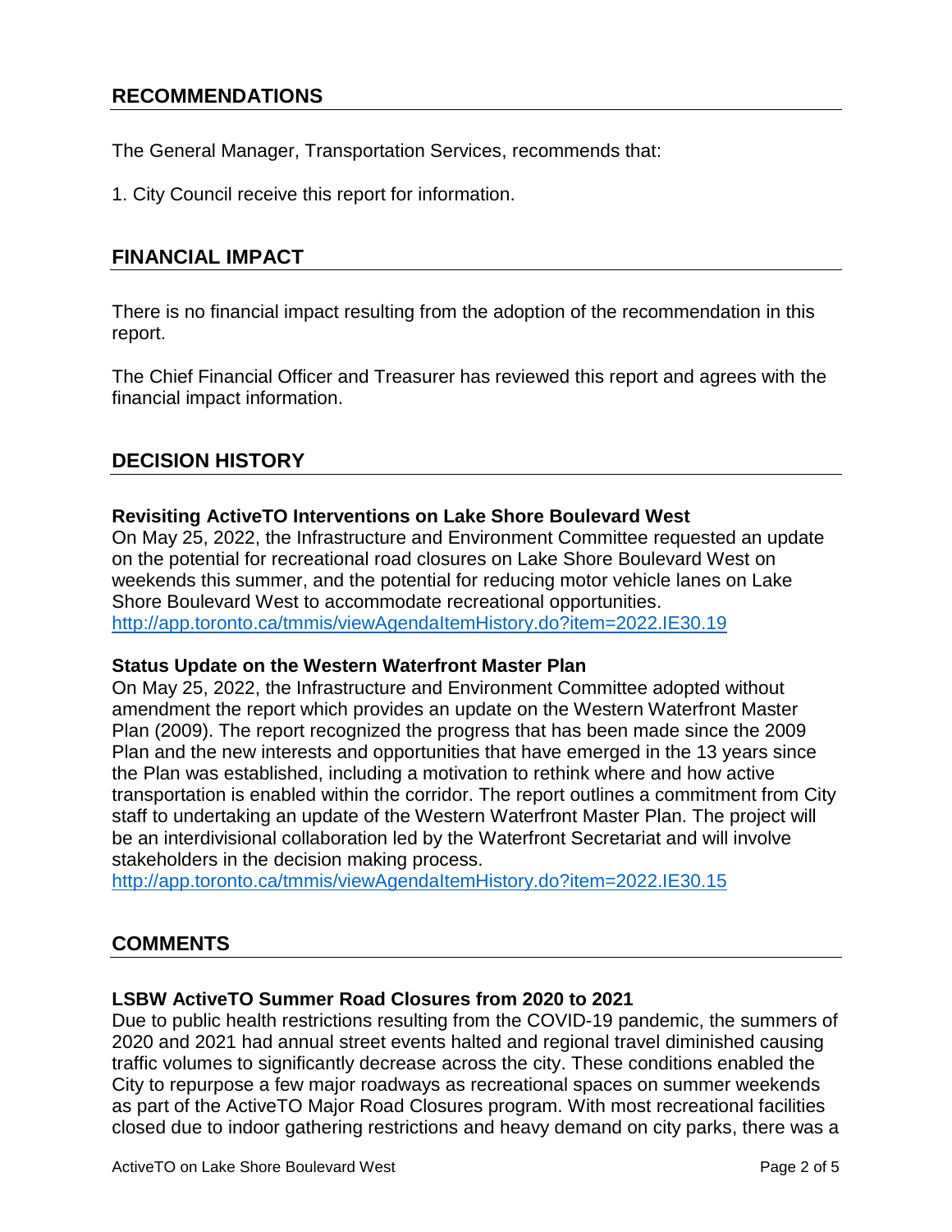## RECOMMENDATIONS

The General Manager, Transportation Services, recommends that:

1. City Council receive this report for information.

## FINANCIAL IMPACT

There is no financial impact resulting from the adoption of the recommendation in this report.

The Chief Financial Officer and Treasurer has reviewed this report and agrees with the financial impact information.

## DECISION HISTORY

**Revisiting ActiveTO Interventions on Lake Shore Boulevard West**
On May 25, 2022, the Infrastructure and Environment Committee requested an update on the potential for recreational road closures on Lake Shore Boulevard West on weekends this summer, and the potential for reducing motor vehicle lanes on Lake Shore Boulevard West to accommodate recreational opportunities.
http://app.toronto.ca/tmmis/viewAgendaItemHistory.do?item=2022.IE30.19

**Status Update on the Western Waterfront Master Plan**
On May 25, 2022, the Infrastructure and Environment Committee adopted without amendment the report which provides an update on the Western Waterfront Master Plan (2009). The report recognized the progress that has been made since the 2009 Plan and the new interests and opportunities that have emerged in the 13 years since the Plan was established, including a motivation to rethink where and how active transportation is enabled within the corridor. The report outlines a commitment from City staff to undertaking an update of the Western Waterfront Master Plan. The project will be an interdivisional collaboration led by the Waterfront Secretariat and will involve stakeholders in the decision making process.
http://app.toronto.ca/tmmis/viewAgendaItemHistory.do?item=2022.IE30.15

## COMMENTS

**LSBW ActiveTO Summer Road Closures from 2020 to 2021**
Due to public health restrictions resulting from the COVID-19 pandemic, the summers of 2020 and 2021 had annual street events halted and regional travel diminished causing traffic volumes to significantly decrease across the city. These conditions enabled the City to repurpose a few major roadways as recreational spaces on summer weekends as part of the ActiveTO Major Road Closures program. With most recreational facilities closed due to indoor gathering restrictions and heavy demand on city parks, there was a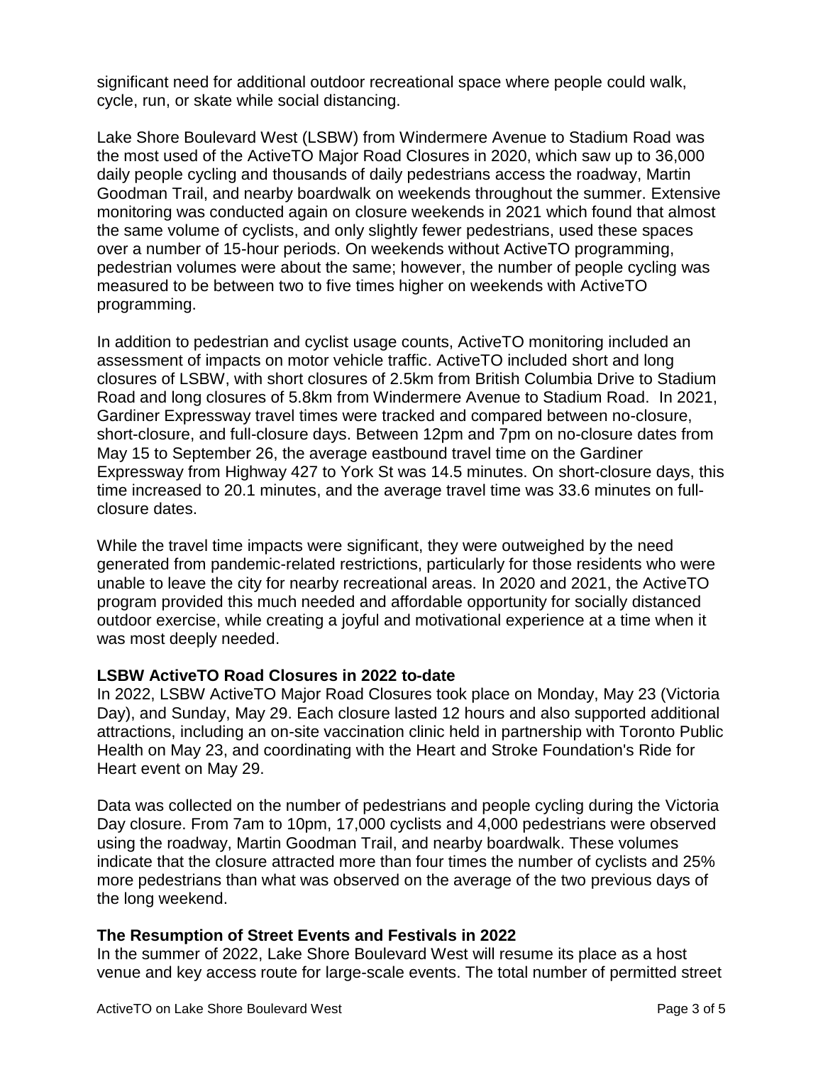significant need for additional outdoor recreational space where people could walk, cycle, run, or skate while social distancing.

Lake Shore Boulevard West (LSBW) from Windermere Avenue to Stadium Road was the most used of the ActiveTO Major Road Closures in 2020, which saw up to 36,000 daily people cycling and thousands of daily pedestrians access the roadway, Martin Goodman Trail, and nearby boardwalk on weekends throughout the summer. Extensive monitoring was conducted again on closure weekends in 2021 which found that almost the same volume of cyclists, and only slightly fewer pedestrians, used these spaces over a number of 15-hour periods. On weekends without ActiveTO programming, pedestrian volumes were about the same; however, the number of people cycling was measured to be between two to five times higher on weekends with ActiveTO programming.

In addition to pedestrian and cyclist usage counts, ActiveTO monitoring included an assessment of impacts on motor vehicle traffic. ActiveTO included short and long closures of LSBW, with short closures of 2.5km from British Columbia Drive to Stadium Road and long closures of 5.8km from Windermere Avenue to Stadium Road. In 2021, Gardiner Expressway travel times were tracked and compared between no-closure, short-closure, and full-closure days. Between 12pm and 7pm on no-closure dates from May 15 to September 26, the average eastbound travel time on the Gardiner Expressway from Highway 427 to York St was 14.5 minutes. On short-closure days, this time increased to 20.1 minutes, and the average travel time was 33.6 minutes on full-closure dates.

While the travel time impacts were significant, they were outweighed by the need generated from pandemic-related restrictions, particularly for those residents who were unable to leave the city for nearby recreational areas. In 2020 and 2021, the ActiveTO program provided this much needed and affordable opportunity for socially distanced outdoor exercise, while creating a joyful and motivational experience at a time when it was most deeply needed.

**LSBW ActiveTO Road Closures in 2022 to-date**

In 2022, LSBW ActiveTO Major Road Closures took place on Monday, May 23 (Victoria Day), and Sunday, May 29. Each closure lasted 12 hours and also supported additional attractions, including an on-site vaccination clinic held in partnership with Toronto Public Health on May 23, and coordinating with the Heart and Stroke Foundation's Ride for Heart event on May 29.

Data was collected on the number of pedestrians and people cycling during the Victoria Day closure. From 7am to 10pm, 17,000 cyclists and 4,000 pedestrians were observed using the roadway, Martin Goodman Trail, and nearby boardwalk. These volumes indicate that the closure attracted more than four times the number of cyclists and 25% more pedestrians than what was observed on the average of the two previous days of the long weekend.

**The Resumption of Street Events and Festivals in 2022**

In the summer of 2022, Lake Shore Boulevard West will resume its place as a host venue and key access route for large-scale events. The total number of permitted street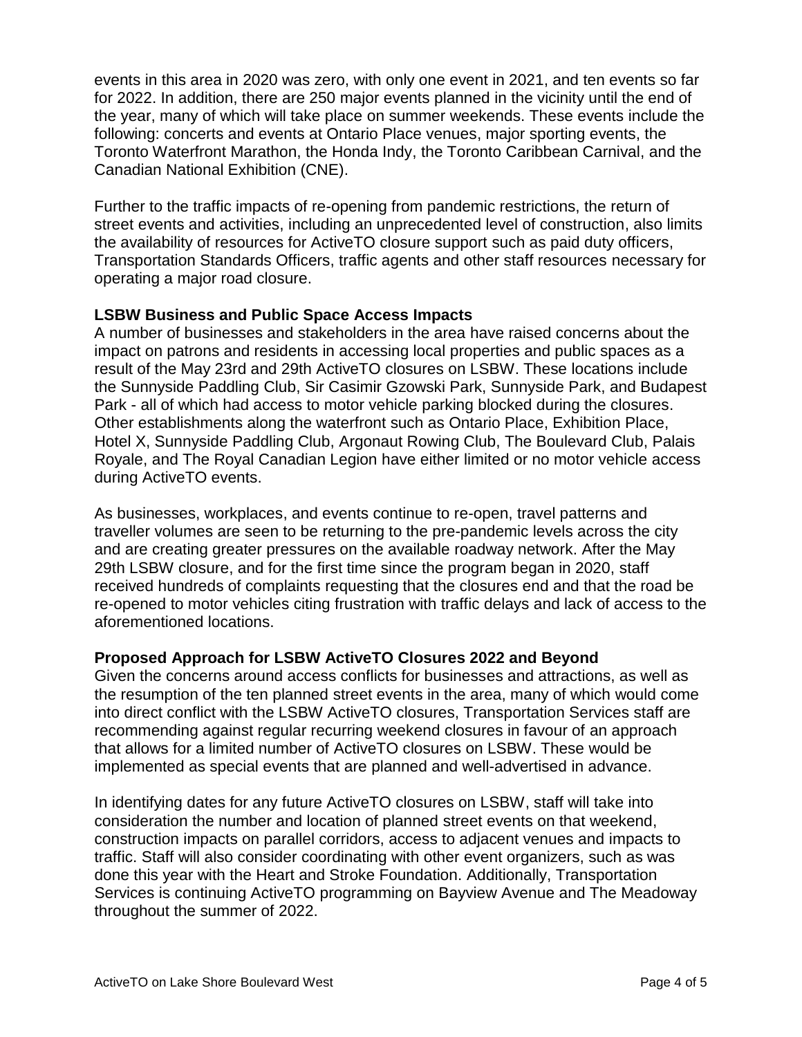events in this area in 2020 was zero, with only one event in 2021, and ten events so far for 2022. In addition, there are 250 major events planned in the vicinity until the end of the year, many of which will take place on summer weekends. These events include the following: concerts and events at Ontario Place venues, major sporting events, the Toronto Waterfront Marathon, the Honda Indy, the Toronto Caribbean Carnival, and the Canadian National Exhibition (CNE).

Further to the traffic impacts of re-opening from pandemic restrictions, the return of street events and activities, including an unprecedented level of construction, also limits the availability of resources for ActiveTO closure support such as paid duty officers, Transportation Standards Officers, traffic agents and other staff resources necessary for operating a major road closure.

**LSBW Business and Public Space Access Impacts**

A number of businesses and stakeholders in the area have raised concerns about the impact on patrons and residents in accessing local properties and public spaces as a result of the May 23rd and 29th ActiveTO closures on LSBW. These locations include the Sunnyside Paddling Club, Sir Casimir Gzowski Park, Sunnyside Park, and Budapest Park - all of which had access to motor vehicle parking blocked during the closures. Other establishments along the waterfront such as Ontario Place, Exhibition Place, Hotel X, Sunnyside Paddling Club, Argonaut Rowing Club, The Boulevard Club, Palais Royale, and The Royal Canadian Legion have either limited or no motor vehicle access during ActiveTO events.

As businesses, workplaces, and events continue to re-open, travel patterns and traveller volumes are seen to be returning to the pre-pandemic levels across the city and are creating greater pressures on the available roadway network. After the May 29th LSBW closure, and for the first time since the program began in 2020, staff received hundreds of complaints requesting that the closures end and that the road be re-opened to motor vehicles citing frustration with traffic delays and lack of access to the aforementioned locations.

**Proposed Approach for LSBW ActiveTO Closures 2022 and Beyond**

Given the concerns around access conflicts for businesses and attractions, as well as the resumption of the ten planned street events in the area, many of which would come into direct conflict with the LSBW ActiveTO closures, Transportation Services staff are recommending against regular recurring weekend closures in favour of an approach that allows for a limited number of ActiveTO closures on LSBW. These would be implemented as special events that are planned and well-advertised in advance.

In identifying dates for any future ActiveTO closures on LSBW, staff will take into consideration the number and location of planned street events on that weekend, construction impacts on parallel corridors, access to adjacent venues and impacts to traffic. Staff will also consider coordinating with other event organizers, such as was done this year with the Heart and Stroke Foundation. Additionally, Transportation Services is continuing ActiveTO programming on Bayview Avenue and The Meadoway throughout the summer of 2022.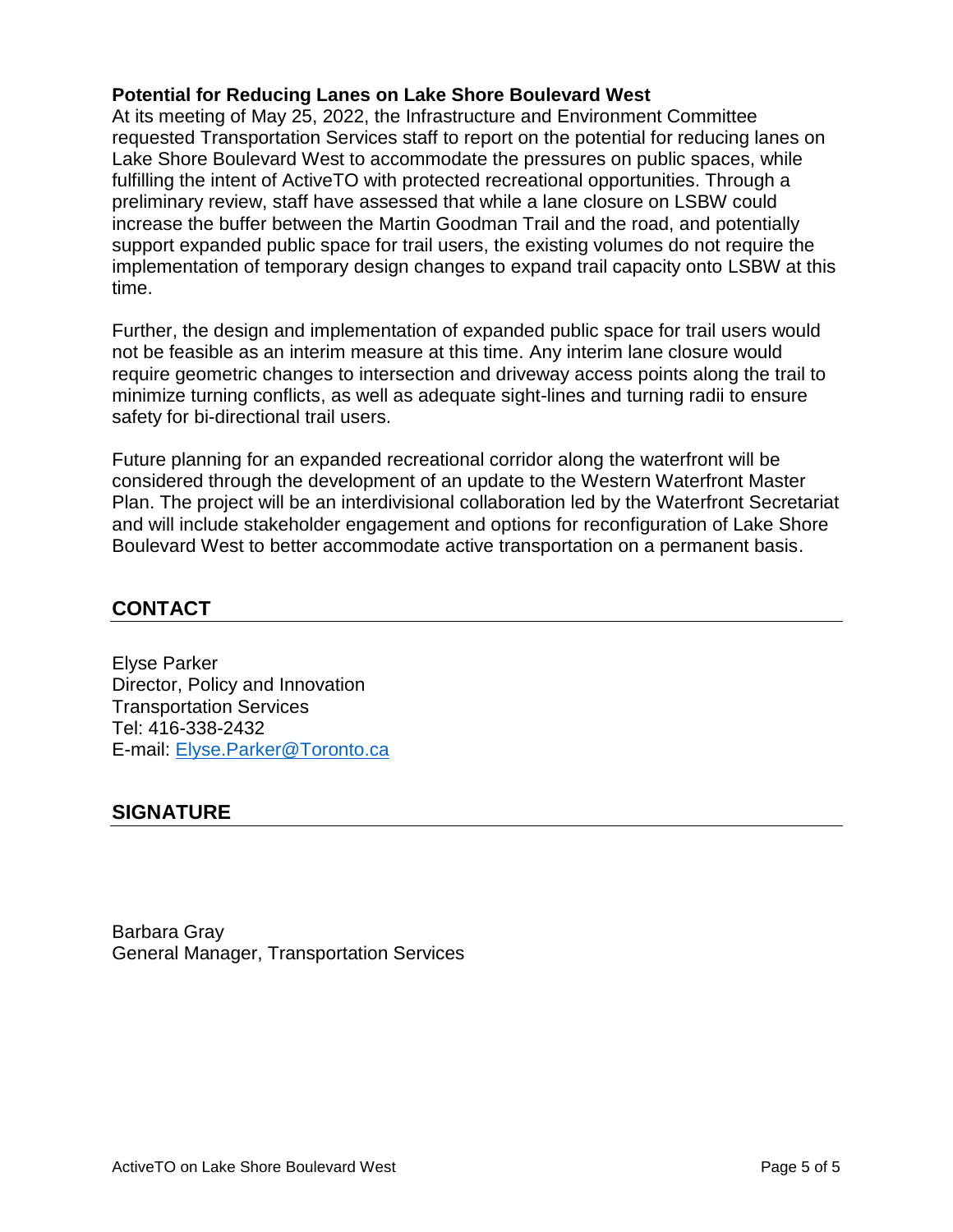**Potential for Reducing Lanes on Lake Shore Boulevard West**

At its meeting of May 25, 2022, the Infrastructure and Environment Committee requested Transportation Services staff to report on the potential for reducing lanes on Lake Shore Boulevard West to accommodate the pressures on public spaces, while fulfilling the intent of ActiveTO with protected recreational opportunities. Through a preliminary review, staff have assessed that while a lane closure on LSBW could increase the buffer between the Martin Goodman Trail and the road, and potentially support expanded public space for trail users, the existing volumes do not require the implementation of temporary design changes to expand trail capacity onto LSBW at this time.

Further, the design and implementation of expanded public space for trail users would not be feasible as an interim measure at this time. Any interim lane closure would require geometric changes to intersection and driveway access points along the trail to minimize turning conflicts, as well as adequate sight-lines and turning radii to ensure safety for bi-directional trail users.

Future planning for an expanded recreational corridor along the waterfront will be considered through the development of an update to the Western Waterfront Master Plan. The project will be an interdivisional collaboration led by the Waterfront Secretariat and will include stakeholder engagement and options for reconfiguration of Lake Shore Boulevard West to better accommodate active transportation on a permanent basis.

## CONTACT

Elyse Parker
Director, Policy and Innovation
Transportation Services
Tel: 416-338-2432
E-mail: Elyse.Parker@Toronto.ca

## SIGNATURE

Barbara Gray
General Manager, Transportation Services